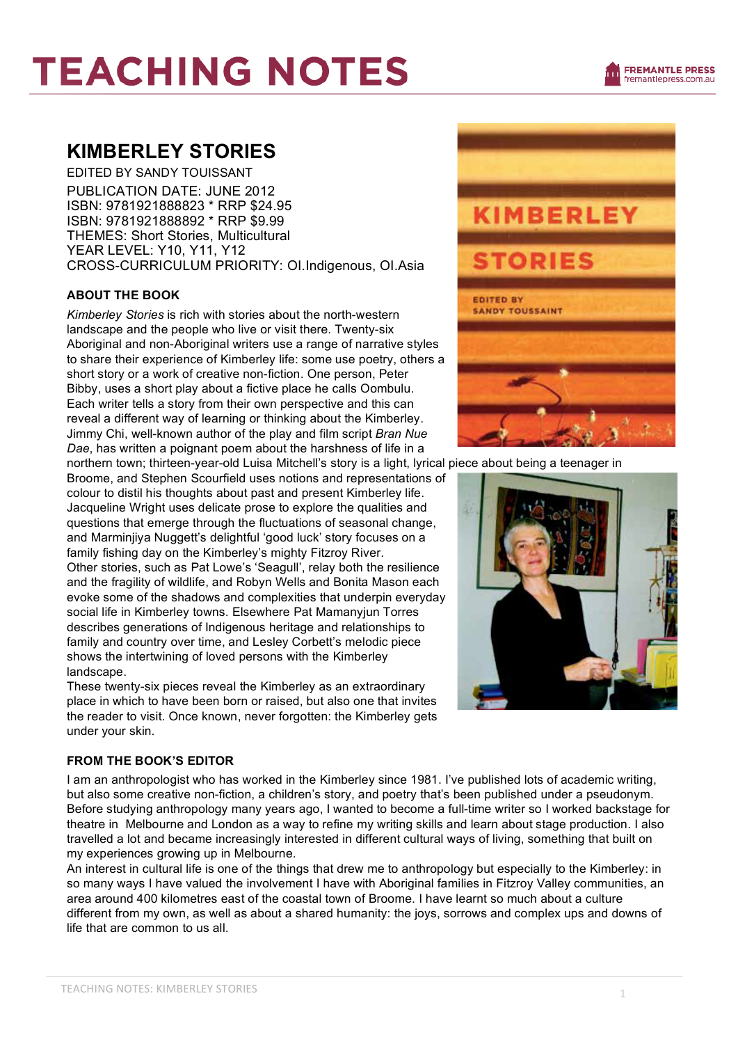# TEACHING NOTES

## KIMBERLEY STORIES

EDITED BY SANDY TOUISSANT
PUBLICATION DATE: JUNE 2012
ISBN: 9781921888823 * RRP $24.95
ISBN: 9781921888892 * RRP $9.99
THEMES: Short Stories, Multicultural
YEAR LEVEL: Y10, Y11, Y12
CROSS-CURRICULUM PRIORITY: OI.Indigenous, OI.Asia

### ABOUT THE BOOK

*Kimberley Stories* is rich with stories about the north-western landscape and the people who live or visit there. Twenty-six Aboriginal and non-Aboriginal writers use a range of narrative styles to share their experience of Kimberley life: some use poetry, others a short story or a work of creative non-fiction. One person, Peter Bibby, uses a short play about a fictive place he calls Oombulu. Each writer tells a story from their own perspective and this can reveal a different way of learning or thinking about the Kimberley. Jimmy Chi, well-known author of the play and film script *Bran Nue Dae*, has written a poignant poem about the harshness of life in a northern town; thirteen-year-old Luisa Mitchell's story is a light, lyrical piece about being a teenager in Broome, and Stephen Scourfield uses notions and representations of colour to distil his thoughts about past and present Kimberley life. Jacqueline Wright uses delicate prose to explore the qualities and questions that emerge through the fluctuations of seasonal change, and Marminjiya Nuggett's delightful 'good luck' story focuses on a family fishing day on the Kimberley's mighty Fitzroy River. Other stories, such as Pat Lowe's 'Seagull', relay both the resilience and the fragility of wildlife, and Robyn Wells and Bonita Mason each evoke some of the shadows and complexities that underpin everyday social life in Kimberley towns. Elsewhere Pat Mamanyjun Torres describes generations of Indigenous heritage and relationships to family and country over time, and Lesley Corbett's melodic piece shows the intertwining of loved persons with the Kimberley landscape.
These twenty-six pieces reveal the Kimberley as an extraordinary place in which to have been born or raised, but also one that invites the reader to visit. Once known, never forgotten: the Kimberley gets under your skin.

### FROM THE BOOK'S EDITOR

I am an anthropologist who has worked in the Kimberley since 1981. I've published lots of academic writing, but also some creative non-fiction, a children's story, and poetry that's been published under a pseudonym. Before studying anthropology many years ago, I wanted to become a full-time writer so I worked backstage for theatre in Melbourne and London as a way to refine my writing skills and learn about stage production. I also travelled a lot and became increasingly interested in different cultural ways of living, something that built on my experiences growing up in Melbourne.
An interest in cultural life is one of the things that drew me to anthropology but especially to the Kimberley: in so many ways I have valued the involvement I have with Aboriginal families in Fitzroy Valley communities, an area around 400 kilometres east of the coastal town of Broome. I have learnt so much about a culture different from my own, as well as about a shared humanity: the joys, sorrows and complex ups and downs of life that are common to us all.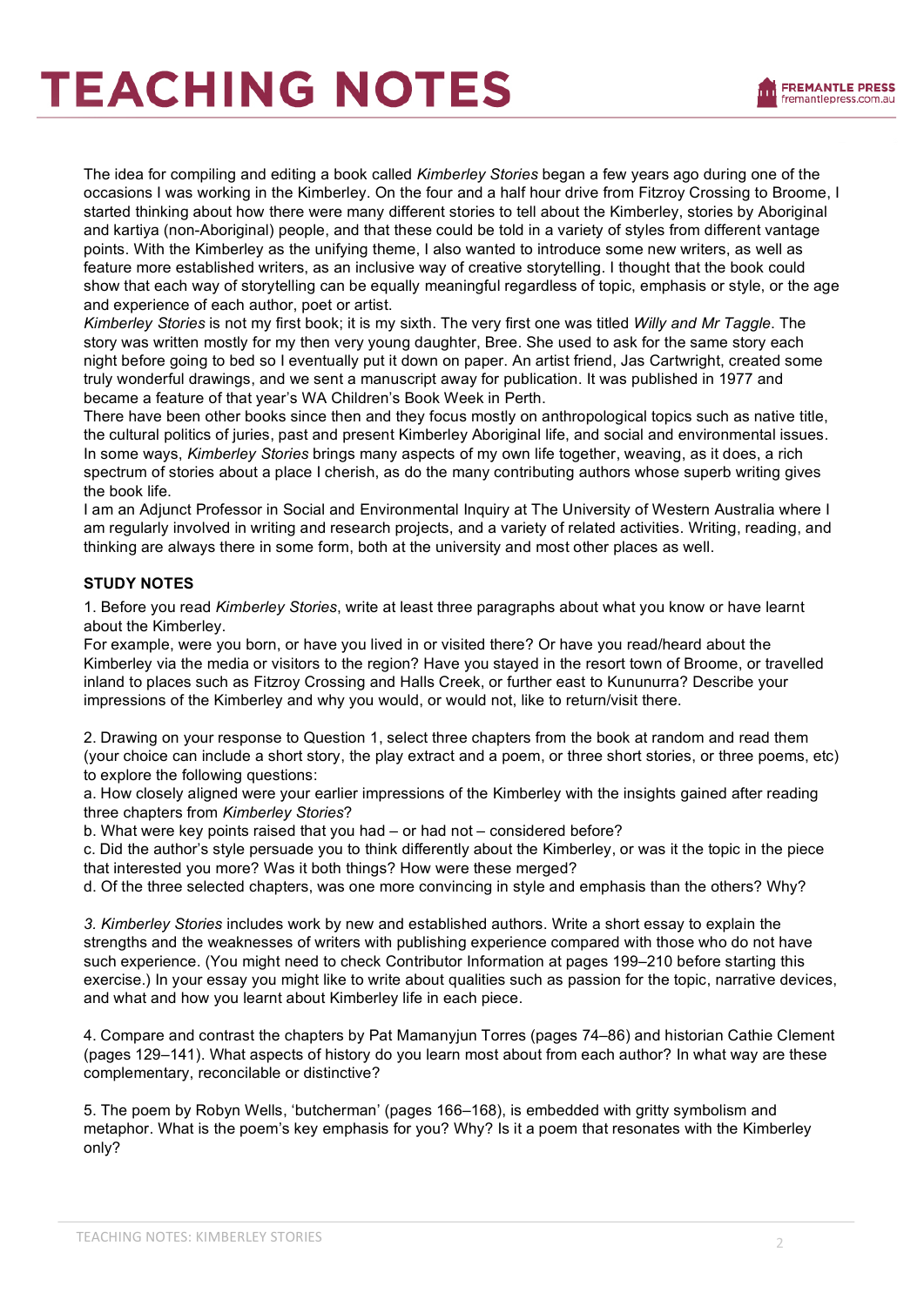The idea for compiling and editing a book called *Kimberley Stories* began a few years ago during one of the occasions I was working in the Kimberley. On the four and a half hour drive from Fitzroy Crossing to Broome, I started thinking about how there were many different stories to tell about the Kimberley, stories by Aboriginal and kartiya (non-Aboriginal) people, and that these could be told in a variety of styles from different vantage points. With the Kimberley as the unifying theme, I also wanted to introduce some new writers, as well as feature more established writers, as an inclusive way of creative storytelling. I thought that the book could show that each way of storytelling can be equally meaningful regardless of topic, emphasis or style, or the age and experience of each author, poet or artist.

*Kimberley Stories* is not my first book; it is my sixth. The very first one was titled *Willy and Mr Taggle*. The story was written mostly for my then very young daughter, Bree. She used to ask for the same story each night before going to bed so I eventually put it down on paper. An artist friend, Jas Cartwright, created some truly wonderful drawings, and we sent a manuscript away for publication. It was published in 1977 and became a feature of that year's WA Children's Book Week in Perth.

There have been other books since then and they focus mostly on anthropological topics such as native title, the cultural politics of juries, past and present Kimberley Aboriginal life, and social and environmental issues. In some ways, *Kimberley Stories* brings many aspects of my own life together, weaving, as it does, a rich spectrum of stories about a place I cherish, as do the many contributing authors whose superb writing gives the book life.

I am an Adjunct Professor in Social and Environmental Inquiry at The University of Western Australia where I am regularly involved in writing and research projects, and a variety of related activities. Writing, reading, and thinking are always there in some form, both at the university and most other places as well.

**STUDY NOTES**

1. Before you read *Kimberley Stories*, write at least three paragraphs about what you know or have learnt about the Kimberley.
For example, were you born, or have you lived in or visited there? Or have you read/heard about the Kimberley via the media or visitors to the region? Have you stayed in the resort town of Broome, or travelled inland to places such as Fitzroy Crossing and Halls Creek, or further east to Kununurra? Describe your impressions of the Kimberley and why you would, or would not, like to return/visit there.

2. Drawing on your response to Question 1, select three chapters from the book at random and read them (your choice can include a short story, the play extract and a poem, or three short stories, or three poems, etc) to explore the following questions:
a. How closely aligned were your earlier impressions of the Kimberley with the insights gained after reading three chapters from *Kimberley Stories*?
b. What were key points raised that you had – or had not – considered before?
c. Did the author's style persuade you to think differently about the Kimberley, or was it the topic in the piece that interested you more? Was it both things? How were these merged?
d. Of the three selected chapters, was one more convincing in style and emphasis than the others? Why?

3. *Kimberley Stories* includes work by new and established authors. Write a short essay to explain the strengths and the weaknesses of writers with publishing experience compared with those who do not have such experience. (You might need to check Contributor Information at pages 199–210 before starting this exercise.) In your essay you might like to write about qualities such as passion for the topic, narrative devices, and what and how you learnt about Kimberley life in each piece.

4. Compare and contrast the chapters by Pat Mamanyjun Torres (pages 74–86) and historian Cathie Clement (pages 129–141). What aspects of history do you learn most about from each author? In what way are these complementary, reconcilable or distinctive?

5. The poem by Robyn Wells, 'butcherman' (pages 166–168), is embedded with gritty symbolism and metaphor. What is the poem's key emphasis for you? Why? Is it a poem that resonates with the Kimberley only?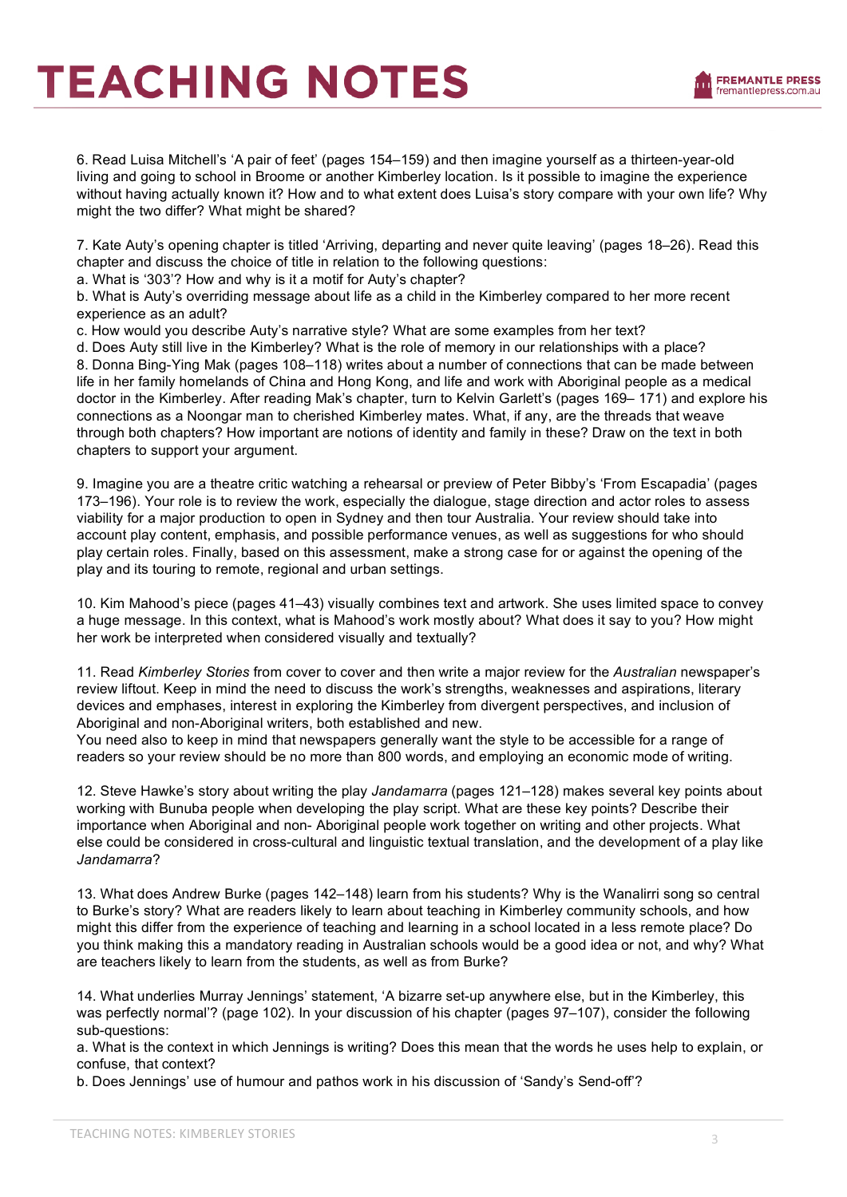6. Read Luisa Mitchell's 'A pair of feet' (pages 154–159) and then imagine yourself as a thirteen-year-old living and going to school in Broome or another Kimberley location. Is it possible to imagine the experience without having actually known it? How and to what extent does Luisa's story compare with your own life? Why might the two differ? What might be shared?

7. Kate Auty's opening chapter is titled 'Arriving, departing and never quite leaving' (pages 18–26). Read this chapter and discuss the choice of title in relation to the following questions:

a. What is '303'? How and why is it a motif for Auty's chapter?

b. What is Auty's overriding message about life as a child in the Kimberley compared to her more recent experience as an adult?

c. How would you describe Auty's narrative style? What are some examples from her text?

d. Does Auty still live in the Kimberley? What is the role of memory in our relationships with a place?

8. Donna Bing-Ying Mak (pages 108–118) writes about a number of connections that can be made between life in her family homelands of China and Hong Kong, and life and work with Aboriginal people as a medical doctor in the Kimberley. After reading Mak's chapter, turn to Kelvin Garlett's (pages 169– 171) and explore his connections as a Noongar man to cherished Kimberley mates. What, if any, are the threads that weave through both chapters? How important are notions of identity and family in these? Draw on the text in both chapters to support your argument.

9. Imagine you are a theatre critic watching a rehearsal or preview of Peter Bibby's 'From Escapadia' (pages 173–196). Your role is to review the work, especially the dialogue, stage direction and actor roles to assess viability for a major production to open in Sydney and then tour Australia. Your review should take into account play content, emphasis, and possible performance venues, as well as suggestions for who should play certain roles. Finally, based on this assessment, make a strong case for or against the opening of the play and its touring to remote, regional and urban settings.

10. Kim Mahood's piece (pages 41–43) visually combines text and artwork. She uses limited space to convey a huge message. In this context, what is Mahood's work mostly about? What does it say to you? How might her work be interpreted when considered visually and textually?

11. Read *Kimberley Stories* from cover to cover and then write a major review for the *Australian* newspaper's review liftout. Keep in mind the need to discuss the work's strengths, weaknesses and aspirations, literary devices and emphases, interest in exploring the Kimberley from divergent perspectives, and inclusion of Aboriginal and non-Aboriginal writers, both established and new.

You need also to keep in mind that newspapers generally want the style to be accessible for a range of readers so your review should be no more than 800 words, and employing an economic mode of writing.

12. Steve Hawke's story about writing the play *Jandamarra* (pages 121–128) makes several key points about working with Bunuba people when developing the play script. What are these key points? Describe their importance when Aboriginal and non- Aboriginal people work together on writing and other projects. What else could be considered in cross-cultural and linguistic textual translation, and the development of a play like *Jandamarra*?

13. What does Andrew Burke (pages 142–148) learn from his students? Why is the Wanalirri song so central to Burke's story? What are readers likely to learn about teaching in Kimberley community schools, and how might this differ from the experience of teaching and learning in a school located in a less remote place? Do you think making this a mandatory reading in Australian schools would be a good idea or not, and why? What are teachers likely to learn from the students, as well as from Burke?

14. What underlies Murray Jennings' statement, 'A bizarre set-up anywhere else, but in the Kimberley, this was perfectly normal'? (page 102). In your discussion of his chapter (pages 97–107), consider the following sub-questions:

a. What is the context in which Jennings is writing? Does this mean that the words he uses help to explain, or confuse, that context?

b. Does Jennings' use of humour and pathos work in his discussion of 'Sandy's Send-off'?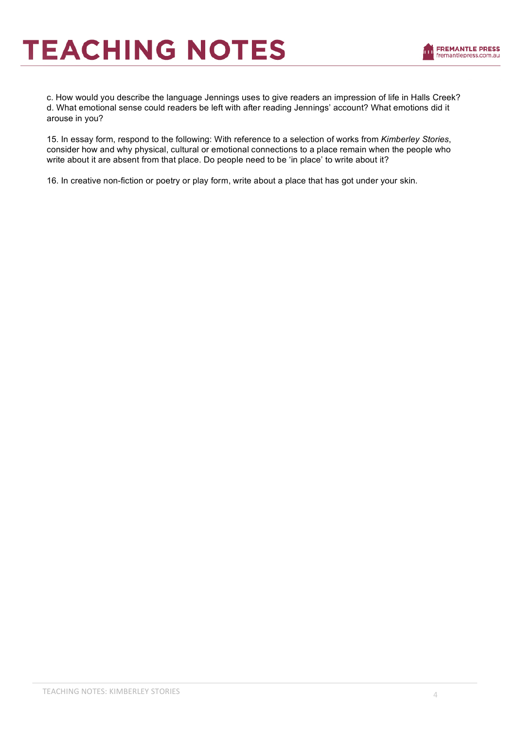c. How would you describe the language Jennings uses to give readers an impression of life in Halls Creek?
d. What emotional sense could readers be left with after reading Jennings' account? What emotions did it arouse in you?

15. In essay form, respond to the following: With reference to a selection of works from *Kimberley Stories*, consider how and why physical, cultural or emotional connections to a place remain when the people who write about it are absent from that place. Do people need to be 'in place' to write about it?

16. In creative non-fiction or poetry or play form, write about a place that has got under your skin.